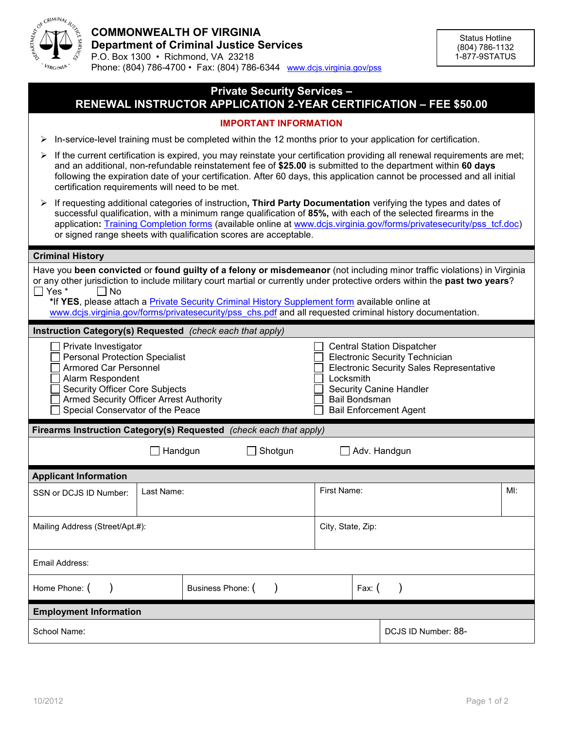# COMMONWEALTH OF VIRGINIA
## Department of Criminal Justice Services

P.O. Box 1300 • Richmond, VA 23218
Phone: (804) 786-4700 • Fax: (804) 786-6344 www.dcjs.virginia.gov/pss

Status Hotline
(804) 786-1132
1-877-9STATUS

## Private Security Services – RENEWAL INSTRUCTOR APPLICATION 2-YEAR CERTIFICATION – FEE $50.00

### IMPORTANT INFORMATION

- In-service-level training must be completed within the 12 months prior to your application for certification.
- If the current certification is expired, you may reinstate your certification providing all renewal requirements are met; and an additional, non-refundable reinstatement fee of **$25.00** is submitted to the department within **60 days** following the expiration date of your certification. After 60 days, this application cannot be processed and all initial certification requirements will need to be met.
- If requesting additional categories of instruction**, Third Party Documentation** verifying the types and dates of successful qualification, with a minimum range qualification of **85%,** with each of the selected firearms in the application**:** Training Completion forms (available online at www.dcjs.virginia.gov/forms/privatesecurity/pss_tcf.doc) or signed range sheets with qualification scores are acceptable.

### Criminal History

Have you **been convicted** or **found guilty of a felony or misdemeanor** (not including minor traffic violations) in Virginia or any other jurisdiction to include military court martial or currently under protective orders within the **past two years**?

☐ Yes * ☐ No

***If YES**, please attach a Private Security Criminal History Supplement form available online at www.dcjs.virginia.gov/forms/privatesecurity/pss_chs.pdf and all requested criminal history documentation.

### Instruction Category(s) Requested *(check each that apply)*

- ☐ Private Investigator
- ☐ Personal Protection Specialist
- ☐ Armored Car Personnel
- ☐ Alarm Respondent
- ☐ Security Officer Core Subjects
- ☐ Armed Security Officer Arrest Authority
- ☐ Special Conservator of the Peace
- ☐ Central Station Dispatcher
- ☐ Electronic Security Technician
- ☐ Electronic Security Sales Representative
- ☐ Locksmith
- ☐ Security Canine Handler
- ☐ Bail Bondsman
- ☐ Bail Enforcement Agent

### Firearms Instruction Category(s) Requested *(check each that apply)*

☐ Handgun ☐ Shotgun ☐ Adv. Handgun

### Applicant Information

| SSN or DCJS ID Number: | Last Name: | First Name: | MI: |
|---|---|---|---|
| Mailing Address (Street/Apt.#): | | City, State, Zip: | |
| Email Address: | | | |
| Home Phone: ( ) | Business Phone: ( ) | Fax: ( ) | |

### Employment Information

| School Name: | DCJS ID Number: 88- |
|---|---|

10/2012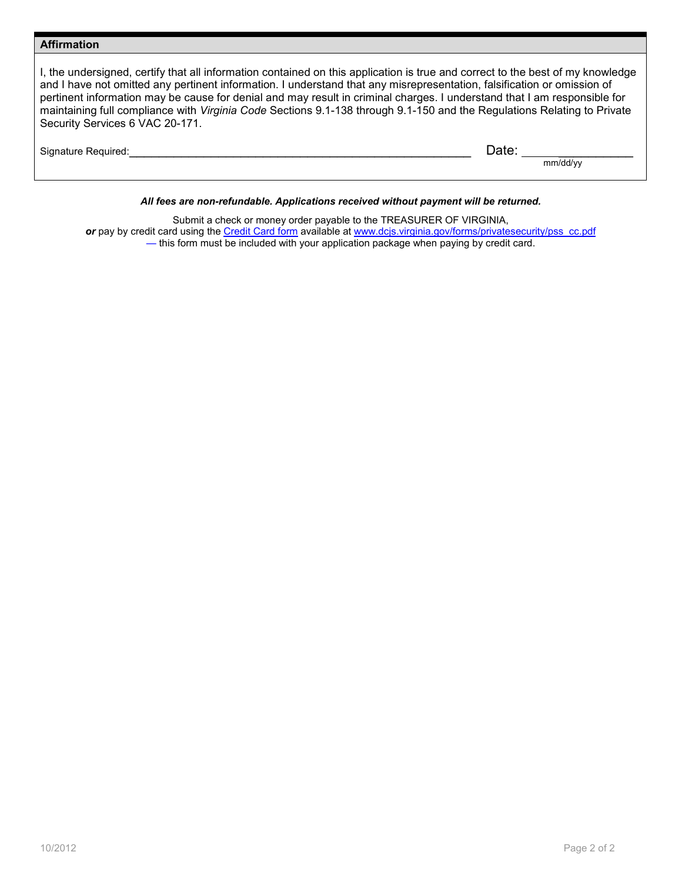## Affirmation

I, the undersigned, certify that all information contained on this application is true and correct to the best of my knowledge and I have not omitted any pertinent information. I understand that any misrepresentation, falsification or omission of pertinent information may be cause for denial and may result in criminal charges. I understand that I am responsible for maintaining full compliance with *Virginia Code* Sections 9.1-138 through 9.1-150 and the Regulations Relating to Private Security Services 6 VAC 20-171.

Signature Required:\_\_\_\_\_\_\_\_\_\_\_\_\_\_\_\_\_\_\_\_\_\_\_\_\_\_\_\_\_\_\_\_\_\_\_\_\_\_\_\_\_\_\_\_\_\_\_\_\_\_\_\_ Date: \_\_\_\_\_\_\_\_\_\_\_\_\_\_\_\_
mm/dd/yy

***All fees are non-refundable. Applications received without payment will be returned.***

Submit a check or money order payable to the TREASURER OF VIRGINIA,
***or*** pay by credit card using the Credit Card form available at www.dcjs.virginia.gov/forms/privatesecurity/pss_cc.pdf — this form must be included with your application package when paying by credit card.

10/2012